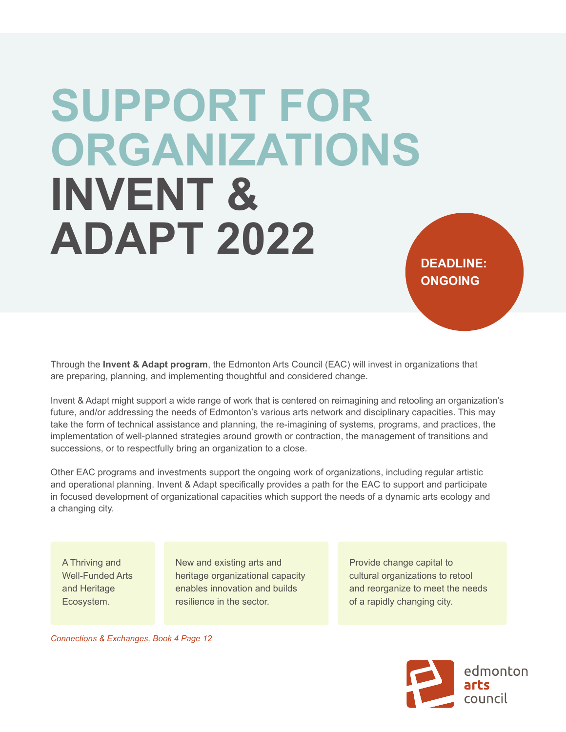# SUPPORT FOR ORGANIZATIONS
# INVENT & ADAPT 2022

**DEADLINE: ONGOING**

Through the **Invent & Adapt program**, the Edmonton Arts Council (EAC) will invest in organizations that are preparing, planning, and implementing thoughtful and considered change.

Invent & Adapt might support a wide range of work that is centered on reimagining and retooling an organization's future, and/or addressing the needs of Edmonton's various arts network and disciplinary capacities. This may take the form of technical assistance and planning, the re-imagining of systems, programs, and practices, the implementation of well-planned strategies around growth or contraction, the management of transitions and successions, or to respectfully bring an organization to a close.

Other EAC programs and investments support the ongoing work of organizations, including regular artistic and operational planning. Invent & Adapt specifically provides a path for the EAC to support and participate in focused development of organizational capacities which support the needs of a dynamic arts ecology and a changing city.

A Thriving and Well-Funded Arts and Heritage Ecosystem.

New and existing arts and heritage organizational capacity enables innovation and builds resilience in the sector.

Provide change capital to cultural organizations to retool and reorganize to meet the needs of a rapidly changing city.

*Connections & Exchanges, Book 4 Page 12*

edmonton **arts** council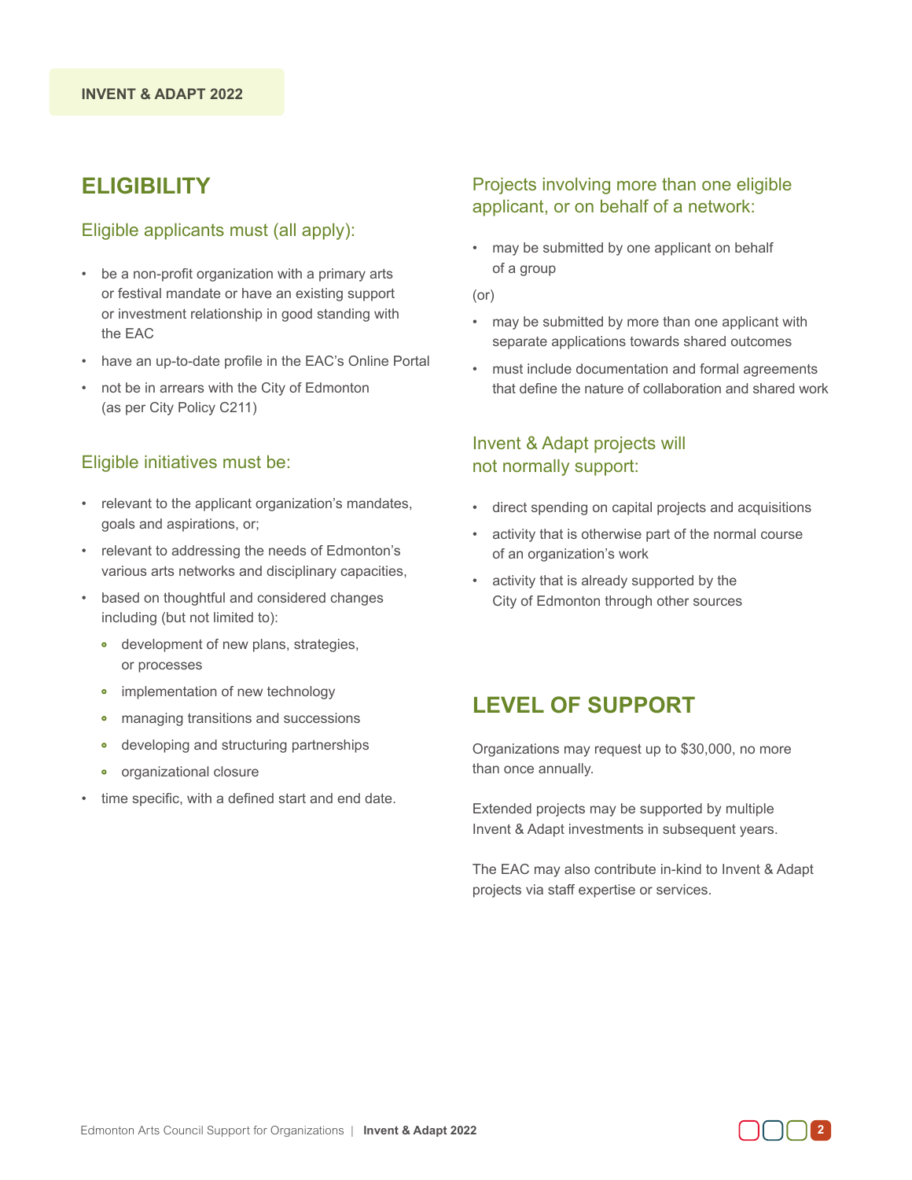## ELIGIBILITY

### Eligible applicants must (all apply):

- be a non-profit organization with a primary arts or festival mandate or have an existing support or investment relationship in good standing with the EAC
- have an up-to-date profile in the EAC's Online Portal
- not be in arrears with the City of Edmonton (as per City Policy C211)

### Eligible initiatives must be:

- relevant to the applicant organization's mandates, goals and aspirations, or;
- relevant to addressing the needs of Edmonton's various arts networks and disciplinary capacities,
- based on thoughtful and considered changes including (but not limited to):
  - development of new plans, strategies, or processes
  - implementation of new technology
  - managing transitions and successions
  - developing and structuring partnerships
  - organizational closure
- time specific, with a defined start and end date.

### Projects involving more than one eligible applicant, or on behalf of a network:

- may be submitted by one applicant on behalf of a group

(or)

- may be submitted by more than one applicant with separate applications towards shared outcomes
- must include documentation and formal agreements that define the nature of collaboration and shared work

### Invent & Adapt projects will not normally support:

- direct spending on capital projects and acquisitions
- activity that is otherwise part of the normal course of an organization's work
- activity that is already supported by the City of Edmonton through other sources

## LEVEL OF SUPPORT

Organizations may request up to $30,000, no more than once annually.

Extended projects may be supported by multiple Invent & Adapt investments in subsequent years.

The EAC may also contribute in-kind to Invent & Adapt projects via staff expertise or services.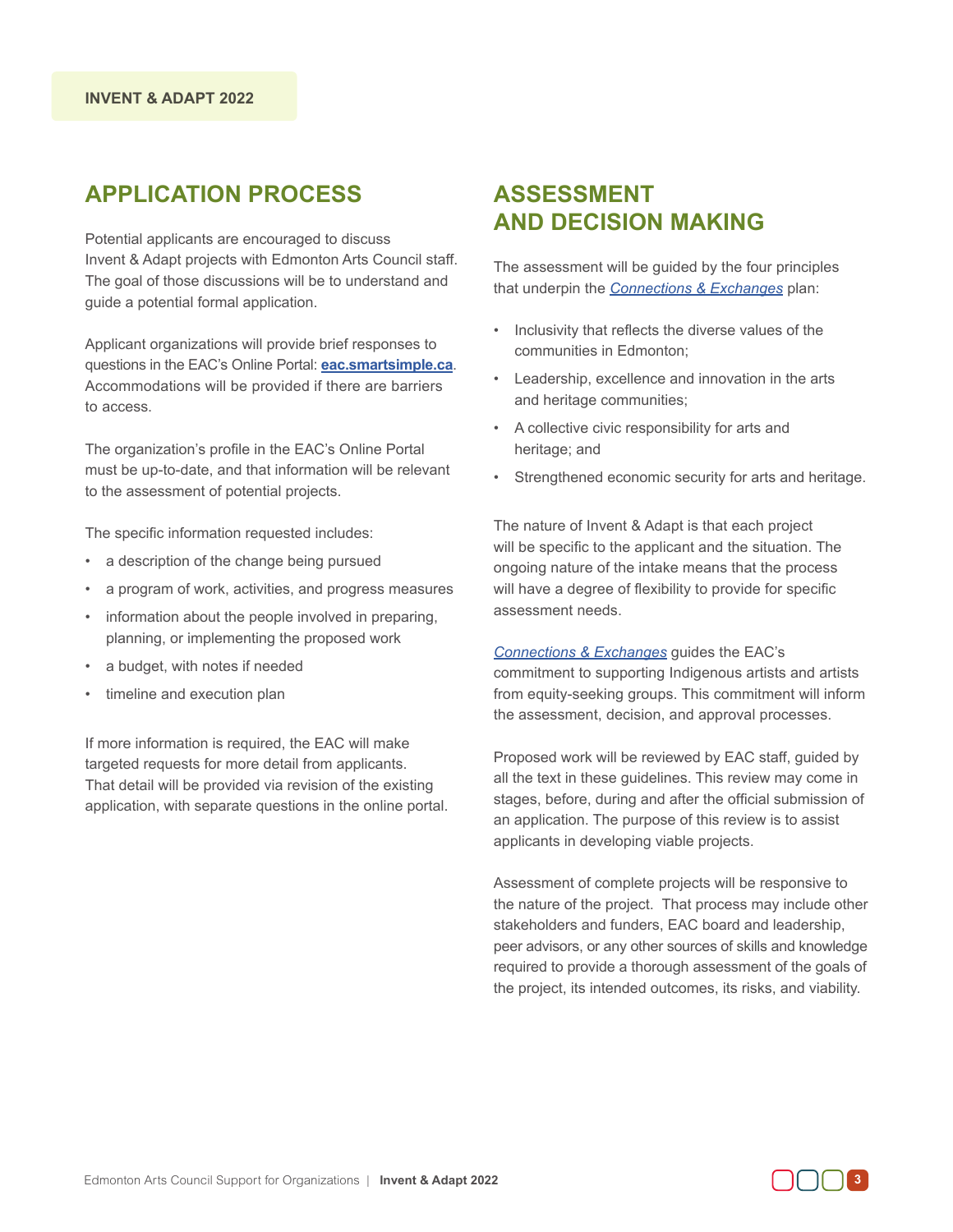## APPLICATION PROCESS

Potential applicants are encouraged to discuss Invent & Adapt projects with Edmonton Arts Council staff. The goal of those discussions will be to understand and guide a potential formal application.

Applicant organizations will provide brief responses to questions in the EAC's Online Portal: **eac.smartsimple.ca**. Accommodations will be provided if there are barriers to access.

The organization's profile in the EAC's Online Portal must be up-to-date, and that information will be relevant to the assessment of potential projects.

The specific information requested includes:

- a description of the change being pursued
- a program of work, activities, and progress measures
- information about the people involved in preparing, planning, or implementing the proposed work
- a budget, with notes if needed
- timeline and execution plan

If more information is required, the EAC will make targeted requests for more detail from applicants. That detail will be provided via revision of the existing application, with separate questions in the online portal.

## ASSESSMENT AND DECISION MAKING

The assessment will be guided by the four principles that underpin the *Connections & Exchanges* plan:

- Inclusivity that reflects the diverse values of the communities in Edmonton;
- Leadership, excellence and innovation in the arts and heritage communities;
- A collective civic responsibility for arts and heritage; and
- Strengthened economic security for arts and heritage.

The nature of Invent & Adapt is that each project will be specific to the applicant and the situation. The ongoing nature of the intake means that the process will have a degree of flexibility to provide for specific assessment needs.

*Connections & Exchanges* guides the EAC's commitment to supporting Indigenous artists and artists from equity-seeking groups. This commitment will inform the assessment, decision, and approval processes.

Proposed work will be reviewed by EAC staff, guided by all the text in these guidelines. This review may come in stages, before, during and after the official submission of an application. The purpose of this review is to assist applicants in developing viable projects.

Assessment of complete projects will be responsive to the nature of the project. That process may include other stakeholders and funders, EAC board and leadership, peer advisors, or any other sources of skills and knowledge required to provide a thorough assessment of the goals of the project, its intended outcomes, its risks, and viability.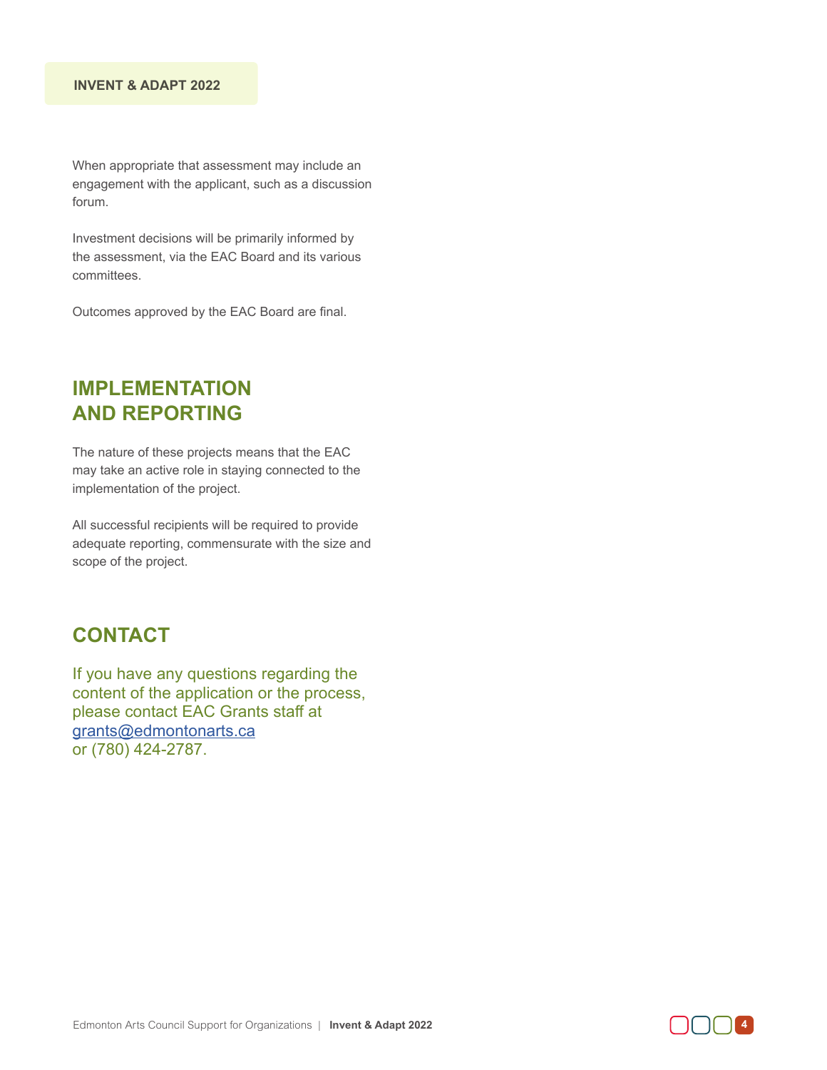When appropriate that assessment may include an engagement with the applicant, such as a discussion forum.

Investment decisions will be primarily informed by the assessment, via the EAC Board and its various committees.

Outcomes approved by the EAC Board are final.

## IMPLEMENTATION AND REPORTING

The nature of these projects means that the EAC may take an active role in staying connected to the implementation of the project.

All successful recipients will be required to provide adequate reporting, commensurate with the size and scope of the project.

## CONTACT

If you have any questions regarding the content of the application or the process, please contact EAC Grants staff at grants@edmontonarts.ca or (780) 424-2787.